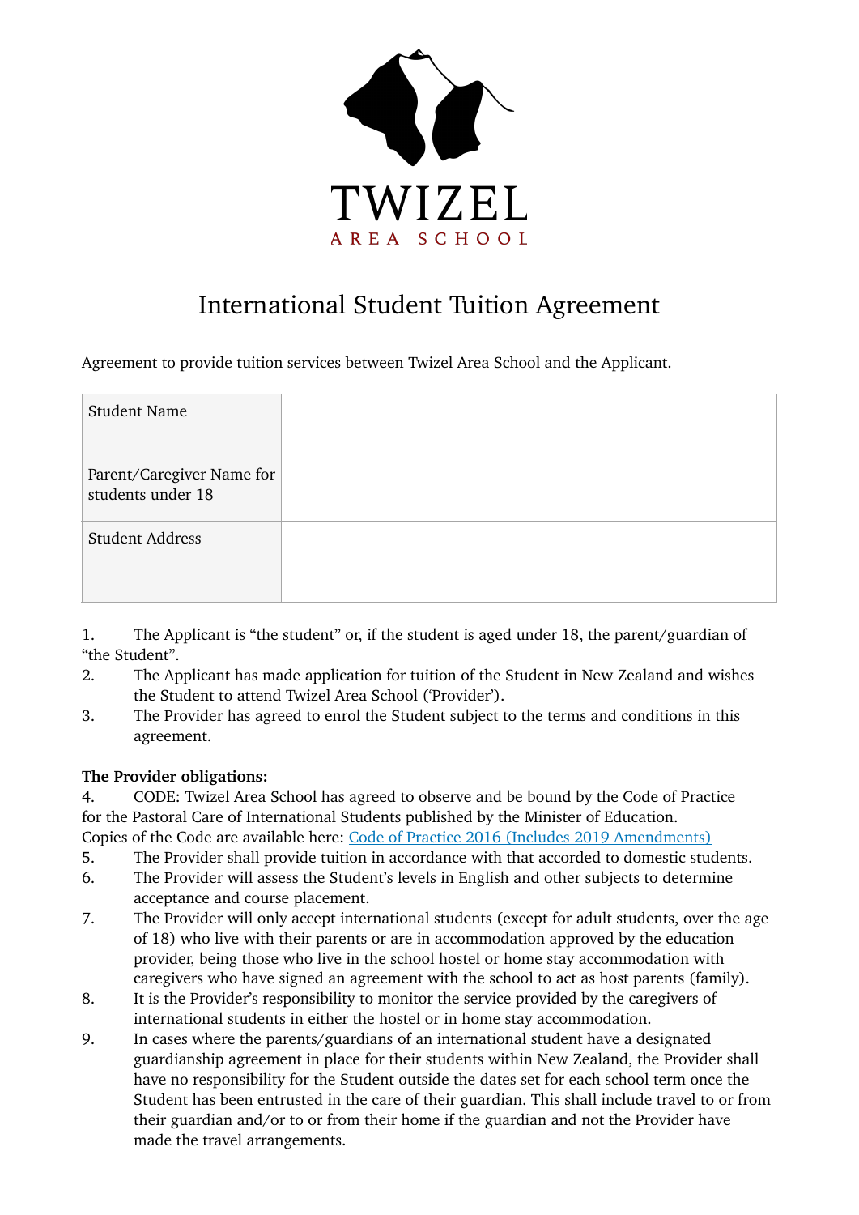TWIZEL

AREA SCHOOL

# International Student Tuition Agreement

Agreement to provide tuition services between Twizel Area School and the Applicant.

| Student Name | |
|---|---|
| Parent/Caregiver Name for students under 18 | |
| Student Address | |

1. The Applicant is "the student" or, if the student is aged under 18, the parent/guardian of "the Student".
2. The Applicant has made application for tuition of the Student in New Zealand and wishes the Student to attend Twizel Area School ('Provider').
3. The Provider has agreed to enrol the Student subject to the terms and conditions in this agreement.

**The Provider obligations:**

4. CODE: Twizel Area School has agreed to observe and be bound by the Code of Practice for the Pastoral Care of International Students published by the Minister of Education. Copies of the Code are available here: [Code of Practice 2016 (Includes 2019 Amendments)]
5. The Provider shall provide tuition in accordance with that accorded to domestic students.
6. The Provider will assess the Student's levels in English and other subjects to determine acceptance and course placement.
7. The Provider will only accept international students (except for adult students, over the age of 18) who live with their parents or are in accommodation approved by the education provider, being those who live in the school hostel or home stay accommodation with caregivers who have signed an agreement with the school to act as host parents (family).
8. It is the Provider's responsibility to monitor the service provided by the caregivers of international students in either the hostel or in home stay accommodation.
9. In cases where the parents/guardians of an international student have a designated guardianship agreement in place for their students within New Zealand, the Provider shall have no responsibility for the Student outside the dates set for each school term once the Student has been entrusted in the care of their guardian. This shall include travel to or from their guardian and/or to or from their home if the guardian and not the Provider have made the travel arrangements.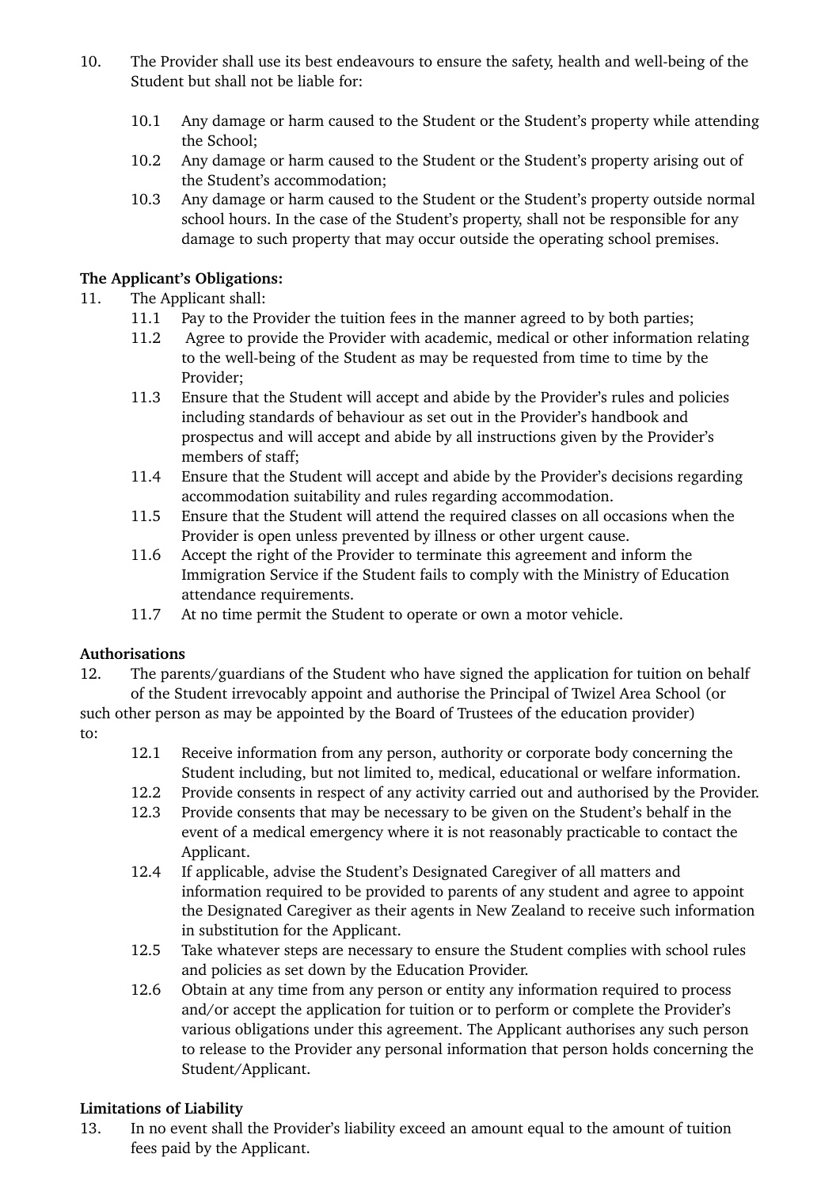10. The Provider shall use its best endeavours to ensure the safety, health and well-being of the Student but shall not be liable for:

    10.1 Any damage or harm caused to the Student or the Student's property while attending the School;
    10.2 Any damage or harm caused to the Student or the Student's property arising out of the Student's accommodation;
    10.3 Any damage or harm caused to the Student or the Student's property outside normal school hours. In the case of the Student's property, shall not be responsible for any damage to such property that may occur outside the operating school premises.

**The Applicant's Obligations:**

11. The Applicant shall:
    11.1 Pay to the Provider the tuition fees in the manner agreed to by both parties;
    11.2 Agree to provide the Provider with academic, medical or other information relating to the well-being of the Student as may be requested from time to time by the Provider;
    11.3 Ensure that the Student will accept and abide by the Provider's rules and policies including standards of behaviour as set out in the Provider's handbook and prospectus and will accept and abide by all instructions given by the Provider's members of staff;
    11.4 Ensure that the Student will accept and abide by the Provider's decisions regarding accommodation suitability and rules regarding accommodation.
    11.5 Ensure that the Student will attend the required classes on all occasions when the Provider is open unless prevented by illness or other urgent cause.
    11.6 Accept the right of the Provider to terminate this agreement and inform the Immigration Service if the Student fails to comply with the Ministry of Education attendance requirements.
    11.7 At no time permit the Student to operate or own a motor vehicle.

**Authorisations**

12. The parents/guardians of the Student who have signed the application for tuition on behalf of the Student irrevocably appoint and authorise the Principal of Twizel Area School (or such other person as may be appointed by the Board of Trustees of the education provider) to:
    12.1 Receive information from any person, authority or corporate body concerning the Student including, but not limited to, medical, educational or welfare information.
    12.2 Provide consents in respect of any activity carried out and authorised by the Provider.
    12.3 Provide consents that may be necessary to be given on the Student's behalf in the event of a medical emergency where it is not reasonably practicable to contact the Applicant.
    12.4 If applicable, advise the Student's Designated Caregiver of all matters and information required to be provided to parents of any student and agree to appoint the Designated Caregiver as their agents in New Zealand to receive such information in substitution for the Applicant.
    12.5 Take whatever steps are necessary to ensure the Student complies with school rules and policies as set down by the Education Provider.
    12.6 Obtain at any time from any person or entity any information required to process and/or accept the application for tuition or to perform or complete the Provider's various obligations under this agreement. The Applicant authorises any such person to release to the Provider any personal information that person holds concerning the Student/Applicant.

**Limitations of Liability**

13. In no event shall the Provider's liability exceed an amount equal to the amount of tuition fees paid by the Applicant.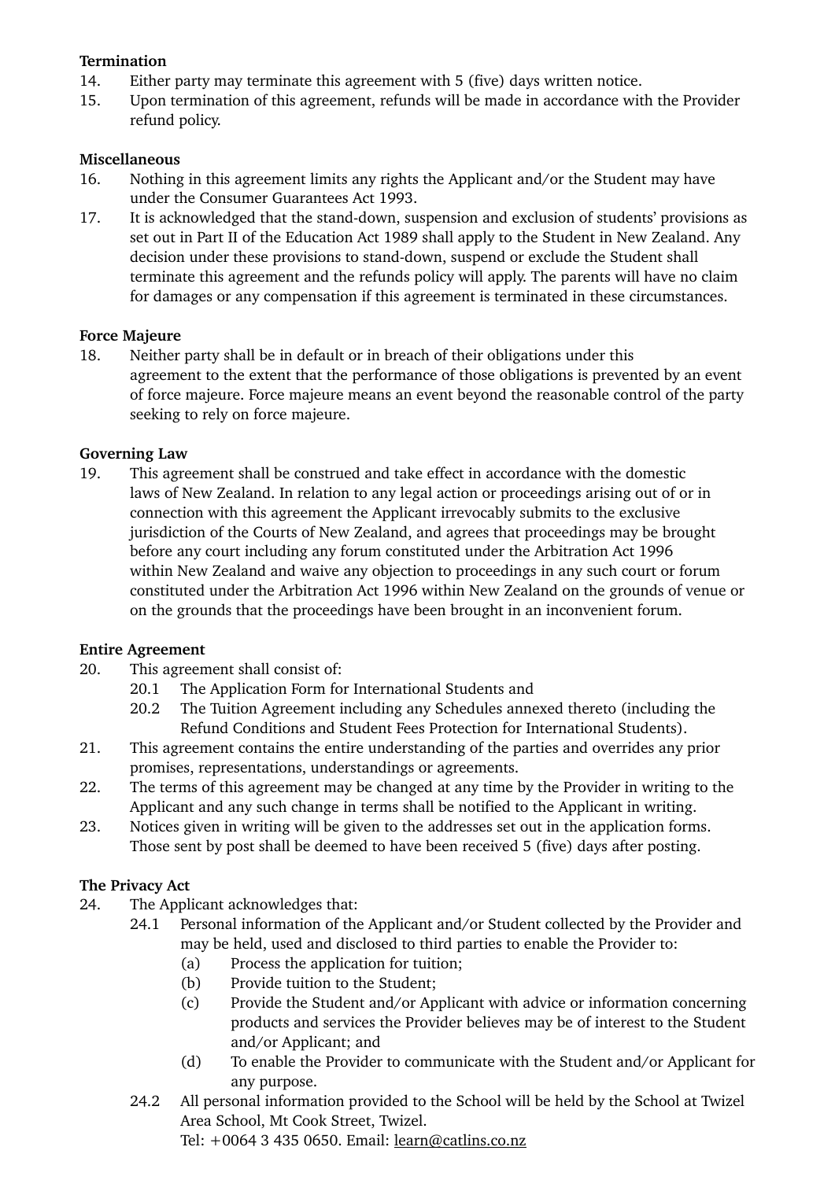**Termination**

14. Either party may terminate this agreement with 5 (five) days written notice.
15. Upon termination of this agreement, refunds will be made in accordance with the Provider refund policy.

**Miscellaneous**

16. Nothing in this agreement limits any rights the Applicant and/or the Student may have under the Consumer Guarantees Act 1993.
17. It is acknowledged that the stand-down, suspension and exclusion of students' provisions as set out in Part II of the Education Act 1989 shall apply to the Student in New Zealand. Any decision under these provisions to stand-down, suspend or exclude the Student shall terminate this agreement and the refunds policy will apply. The parents will have no claim for damages or any compensation if this agreement is terminated in these circumstances.

**Force Majeure**

18. Neither party shall be in default or in breach of their obligations under this agreement to the extent that the performance of those obligations is prevented by an event of force majeure. Force majeure means an event beyond the reasonable control of the party seeking to rely on force majeure.

**Governing Law**

19. This agreement shall be construed and take effect in accordance with the domestic laws of New Zealand. In relation to any legal action or proceedings arising out of or in connection with this agreement the Applicant irrevocably submits to the exclusive jurisdiction of the Courts of New Zealand, and agrees that proceedings may be brought before any court including any forum constituted under the Arbitration Act 1996 within New Zealand and waive any objection to proceedings in any such court or forum constituted under the Arbitration Act 1996 within New Zealand on the grounds of venue or on the grounds that the proceedings have been brought in an inconvenient forum.

**Entire Agreement**

20. This agreement shall consist of:
    - 20.1 The Application Form for International Students and
    - 20.2 The Tuition Agreement including any Schedules annexed thereto (including the Refund Conditions and Student Fees Protection for International Students).
21. This agreement contains the entire understanding of the parties and overrides any prior promises, representations, understandings or agreements.
22. The terms of this agreement may be changed at any time by the Provider in writing to the Applicant and any such change in terms shall be notified to the Applicant in writing.
23. Notices given in writing will be given to the addresses set out in the application forms. Those sent by post shall be deemed to have been received 5 (five) days after posting.

**The Privacy Act**

24. The Applicant acknowledges that:
    - 24.1 Personal information of the Applicant and/or Student collected by the Provider and may be held, used and disclosed to third parties to enable the Provider to:
        - (a) Process the application for tuition;
        - (b) Provide tuition to the Student;
        - (c) Provide the Student and/or Applicant with advice or information concerning products and services the Provider believes may be of interest to the Student and/or Applicant; and
        - (d) To enable the Provider to communicate with the Student and/or Applicant for any purpose.
    - 24.2 All personal information provided to the School will be held by the School at Twizel Area School, Mt Cook Street, Twizel.
      Tel: +0064 3 435 0650. Email: learn@catlins.co.nz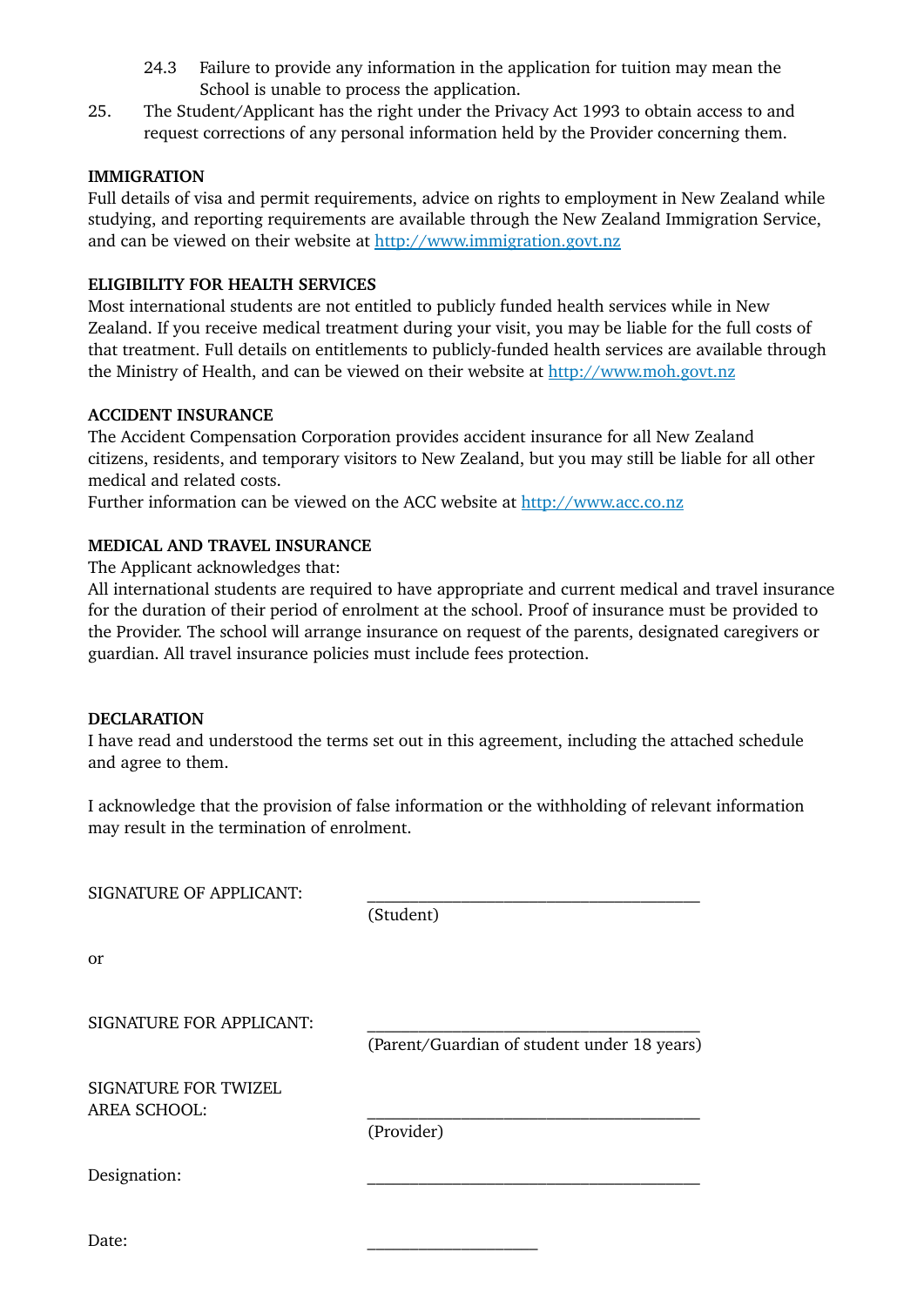24.3 Failure to provide any information in the application for tuition may mean the School is unable to process the application.

25. The Student/Applicant has the right under the Privacy Act 1993 to obtain access to and request corrections of any personal information held by the Provider concerning them.

**IMMIGRATION**

Full details of visa and permit requirements, advice on rights to employment in New Zealand while studying, and reporting requirements are available through the New Zealand Immigration Service, and can be viewed on their website at http://www.immigration.govt.nz

**ELIGIBILITY FOR HEALTH SERVICES**

Most international students are not entitled to publicly funded health services while in New Zealand. If you receive medical treatment during your visit, you may be liable for the full costs of that treatment. Full details on entitlements to publicly-funded health services are available through the Ministry of Health, and can be viewed on their website at http://www.moh.govt.nz

**ACCIDENT INSURANCE**

The Accident Compensation Corporation provides accident insurance for all New Zealand citizens, residents, and temporary visitors to New Zealand, but you may still be liable for all other medical and related costs.
Further information can be viewed on the ACC website at http://www.acc.co.nz

**MEDICAL AND TRAVEL INSURANCE**

The Applicant acknowledges that:
All international students are required to have appropriate and current medical and travel insurance for the duration of their period of enrolment at the school. Proof of insurance must be provided to the Provider. The school will arrange insurance on request of the parents, designated caregivers or guardian. All travel insurance policies must include fees protection.

**DECLARATION**

I have read and understood the terms set out in this agreement, including the attached schedule and agree to them.

I acknowledge that the provision of false information or the withholding of relevant information may result in the termination of enrolment.

SIGNATURE OF APPLICANT: ________________________________________
(Student)

or

SIGNATURE FOR APPLICANT: ________________________________________
(Parent/Guardian of student under 18 years)

SIGNATURE FOR TWIZEL AREA SCHOOL: ________________________________________
(Provider)

Designation: ________________________________________

Date: ____________________